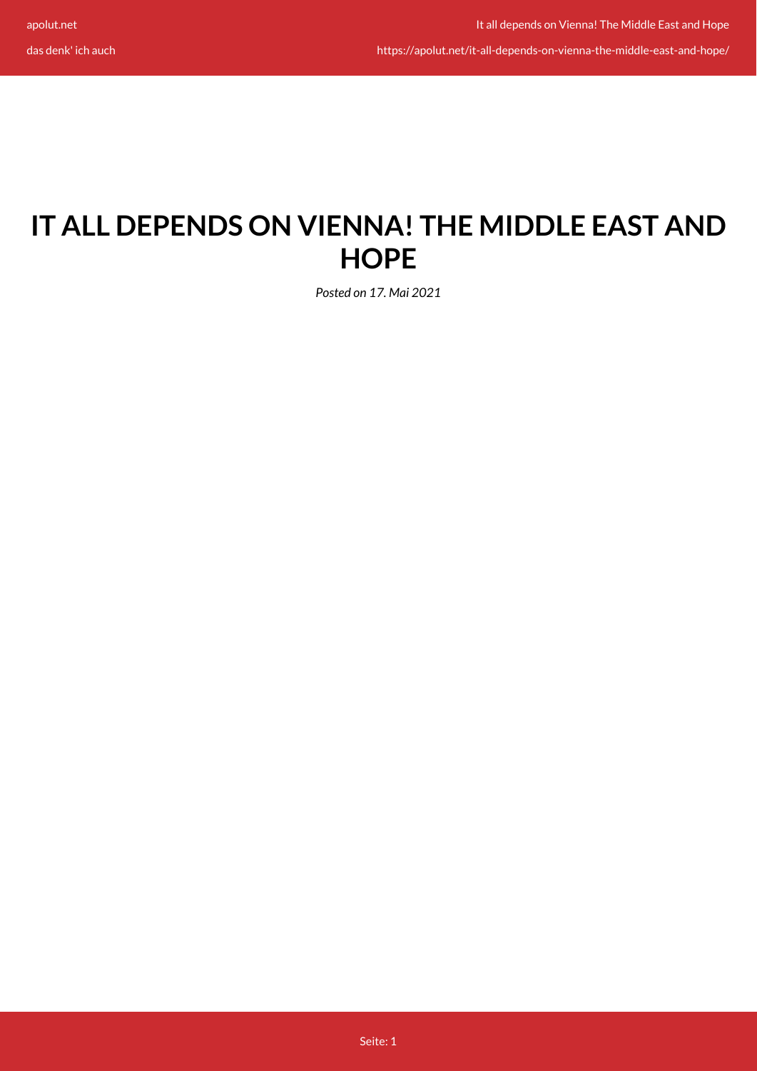# IT ALL DEPENDS ON VIENNA! THE MIDDLE EAST AND HOPE

*Posted on 17. Mai 2021*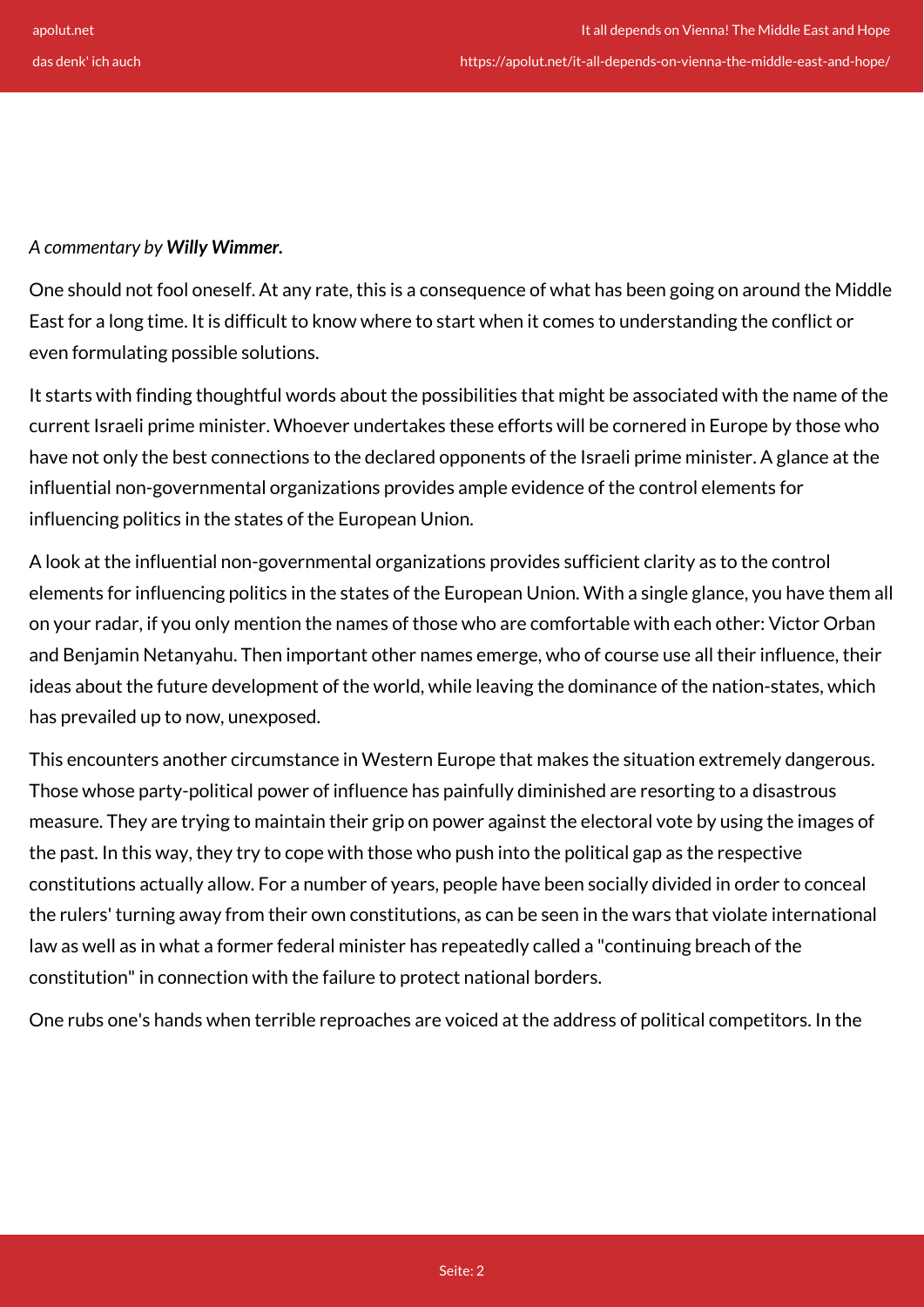*A commentary by **Willy Wimmer.***

One should not fool oneself. At any rate, this is a consequence of what has been going on around the Middle East for a long time. It is difficult to know where to start when it comes to understanding the conflict or even formulating possible solutions.

It starts with finding thoughtful words about the possibilities that might be associated with the name of the current Israeli prime minister. Whoever undertakes these efforts will be cornered in Europe by those who have not only the best connections to the declared opponents of the Israeli prime minister. A glance at the influential non-governmental organizations provides ample evidence of the control elements for influencing politics in the states of the European Union.

A look at the influential non-governmental organizations provides sufficient clarity as to the control elements for influencing politics in the states of the European Union. With a single glance, you have them all on your radar, if you only mention the names of those who are comfortable with each other: Victor Orban and Benjamin Netanyahu. Then important other names emerge, who of course use all their influence, their ideas about the future development of the world, while leaving the dominance of the nation-states, which has prevailed up to now, unexposed.

This encounters another circumstance in Western Europe that makes the situation extremely dangerous. Those whose party-political power of influence has painfully diminished are resorting to a disastrous measure. They are trying to maintain their grip on power against the electoral vote by using the images of the past. In this way, they try to cope with those who push into the political gap as the respective constitutions actually allow. For a number of years, people have been socially divided in order to conceal the rulers' turning away from their own constitutions, as can be seen in the wars that violate international law as well as in what a former federal minister has repeatedly called a "continuing breach of the constitution" in connection with the failure to protect national borders.

One rubs one's hands when terrible reproaches are voiced at the address of political competitors. In the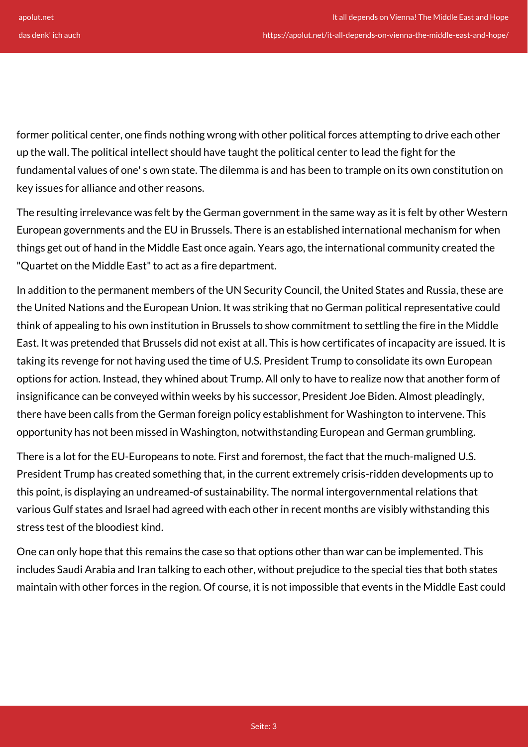former political center, one finds nothing wrong with other political forces attempting to drive each other up the wall. The political intellect should have taught the political center to lead the fight for the fundamental values of one' s own state. The dilemma is and has been to trample on its own constitution on key issues for alliance and other reasons.

The resulting irrelevance was felt by the German government in the same way as it is felt by other Western European governments and the EU in Brussels. There is an established international mechanism for when things get out of hand in the Middle East once again. Years ago, the international community created the "Quartet on the Middle East" to act as a fire department.

In addition to the permanent members of the UN Security Council, the United States and Russia, these are the United Nations and the European Union. It was striking that no German political representative could think of appealing to his own institution in Brussels to show commitment to settling the fire in the Middle East. It was pretended that Brussels did not exist at all. This is how certificates of incapacity are issued. It is taking its revenge for not having used the time of U.S. President Trump to consolidate its own European options for action. Instead, they whined about Trump. All only to have to realize now that another form of insignificance can be conveyed within weeks by his successor, President Joe Biden. Almost pleadingly, there have been calls from the German foreign policy establishment for Washington to intervene. This opportunity has not been missed in Washington, notwithstanding European and German grumbling.

There is a lot for the EU-Europeans to note. First and foremost, the fact that the much-maligned U.S. President Trump has created something that, in the current extremely crisis-ridden developments up to this point, is displaying an undreamed-of sustainability. The normal intergovernmental relations that various Gulf states and Israel had agreed with each other in recent months are visibly withstanding this stress test of the bloodiest kind.

One can only hope that this remains the case so that options other than war can be implemented. This includes Saudi Arabia and Iran talking to each other, without prejudice to the special ties that both states maintain with other forces in the region. Of course, it is not impossible that events in the Middle East could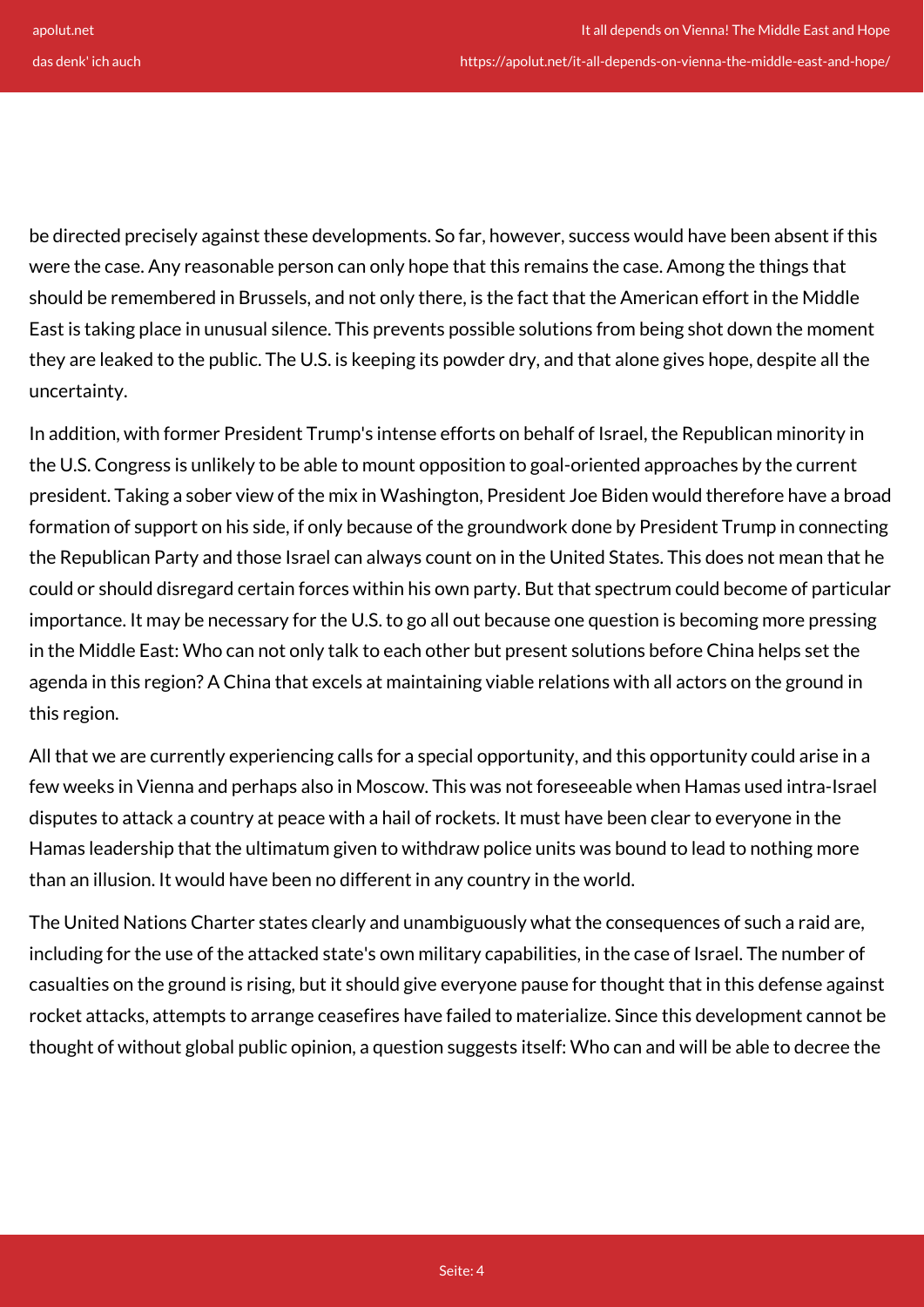be directed precisely against these developments. So far, however, success would have been absent if this were the case. Any reasonable person can only hope that this remains the case. Among the things that should be remembered in Brussels, and not only there, is the fact that the American effort in the Middle East is taking place in unusual silence. This prevents possible solutions from being shot down the moment they are leaked to the public. The U.S. is keeping its powder dry, and that alone gives hope, despite all the uncertainty.

In addition, with former President Trump's intense efforts on behalf of Israel, the Republican minority in the U.S. Congress is unlikely to be able to mount opposition to goal-oriented approaches by the current president. Taking a sober view of the mix in Washington, President Joe Biden would therefore have a broad formation of support on his side, if only because of the groundwork done by President Trump in connecting the Republican Party and those Israel can always count on in the United States. This does not mean that he could or should disregard certain forces within his own party. But that spectrum could become of particular importance. It may be necessary for the U.S. to go all out because one question is becoming more pressing in the Middle East: Who can not only talk to each other but present solutions before China helps set the agenda in this region? A China that excels at maintaining viable relations with all actors on the ground in this region.

All that we are currently experiencing calls for a special opportunity, and this opportunity could arise in a few weeks in Vienna and perhaps also in Moscow. This was not foreseeable when Hamas used intra-Israel disputes to attack a country at peace with a hail of rockets. It must have been clear to everyone in the Hamas leadership that the ultimatum given to withdraw police units was bound to lead to nothing more than an illusion. It would have been no different in any country in the world.

The United Nations Charter states clearly and unambiguously what the consequences of such a raid are, including for the use of the attacked state's own military capabilities, in the case of Israel. The number of casualties on the ground is rising, but it should give everyone pause for thought that in this defense against rocket attacks, attempts to arrange ceasefires have failed to materialize. Since this development cannot be thought of without global public opinion, a question suggests itself: Who can and will be able to decree the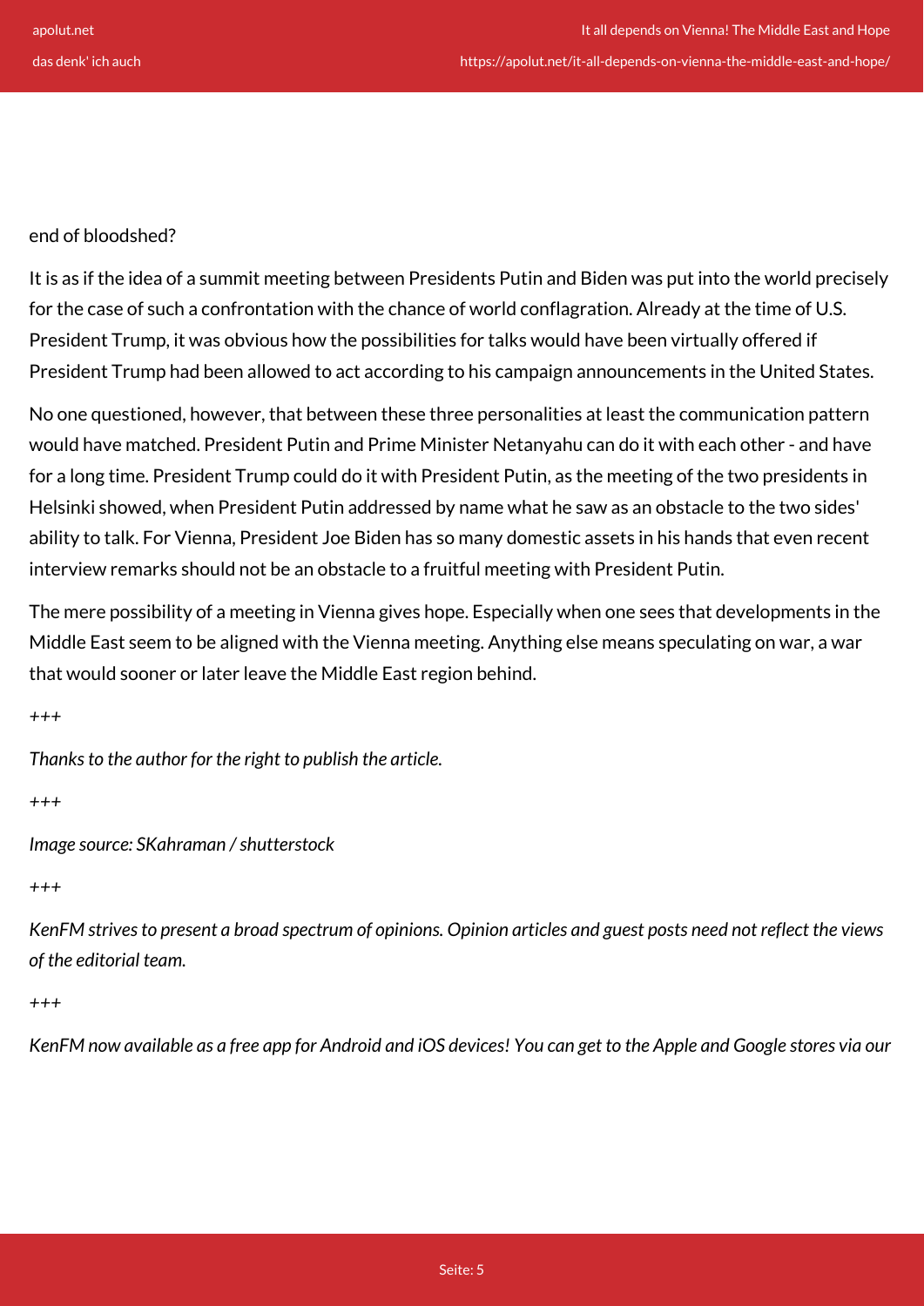end of bloodshed?

It is as if the idea of a summit meeting between Presidents Putin and Biden was put into the world precisely for the case of such a confrontation with the chance of world conflagration. Already at the time of U.S. President Trump, it was obvious how the possibilities for talks would have been virtually offered if President Trump had been allowed to act according to his campaign announcements in the United States.

No one questioned, however, that between these three personalities at least the communication pattern would have matched. President Putin and Prime Minister Netanyahu can do it with each other - and have for a long time. President Trump could do it with President Putin, as the meeting of the two presidents in Helsinki showed, when President Putin addressed by name what he saw as an obstacle to the two sides' ability to talk. For Vienna, President Joe Biden has so many domestic assets in his hands that even recent interview remarks should not be an obstacle to a fruitful meeting with President Putin.

The mere possibility of a meeting in Vienna gives hope. Especially when one sees that developments in the Middle East seem to be aligned with the Vienna meeting. Anything else means speculating on war, a war that would sooner or later leave the Middle East region behind.

*+++*

*Thanks to the author for the right to publish the article.*

*+++*

*Image source: SKahraman / shutterstock*

*+++*

*KenFM strives to present a broad spectrum of opinions. Opinion articles and guest posts need not reflect the views of the editorial team.*

*+++*

*KenFM now available as a free app for Android and iOS devices! You can get to the Apple and Google stores via our*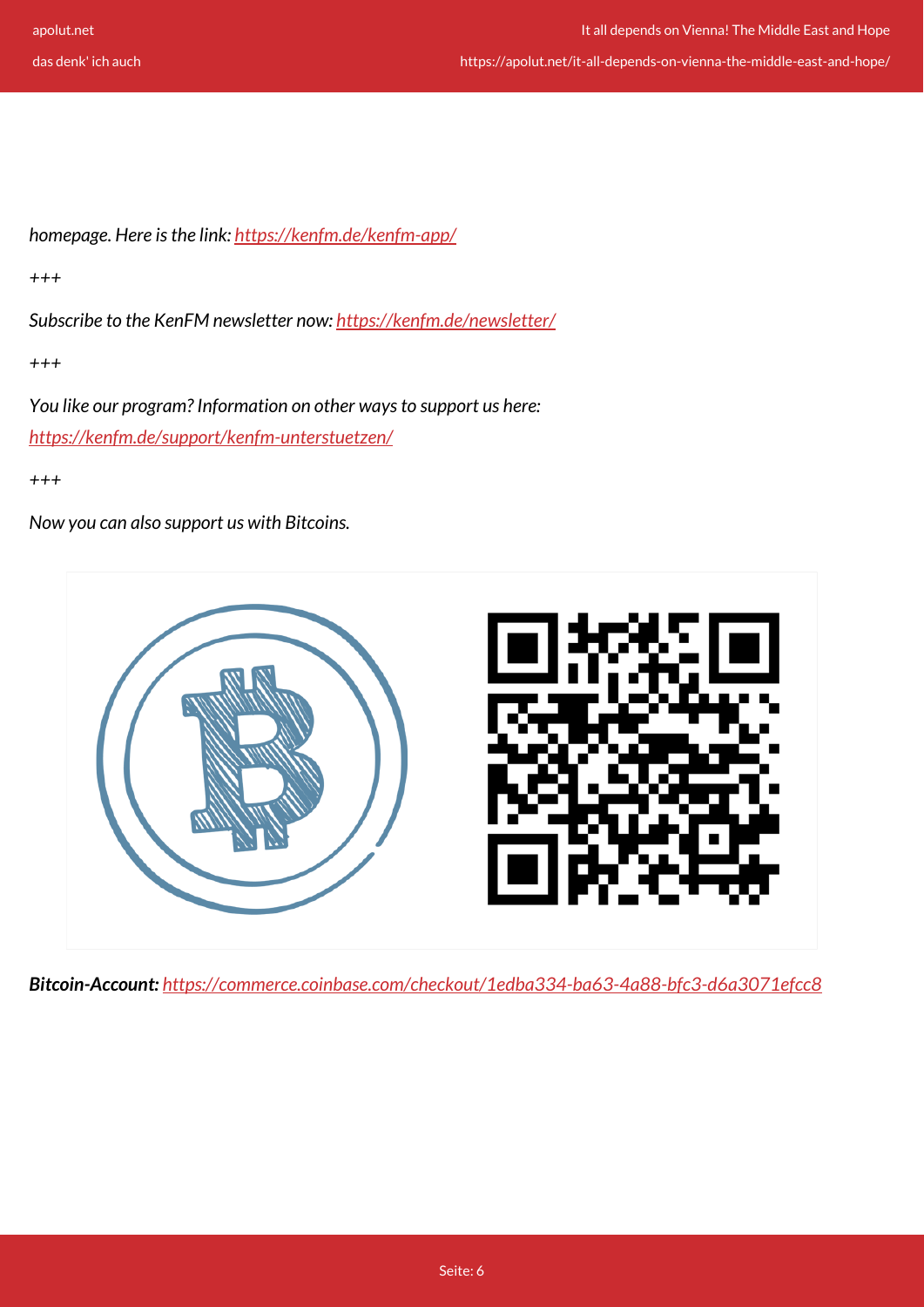*homepage. Here is the link: https://kenfm.de/kenfm-app/*

*+++*

*Subscribe to the KenFM newsletter now: https://kenfm.de/newsletter/*

*+++*

*You like our program? Information on other ways to support us here: https://kenfm.de/support/kenfm-unterstuetzen/*

*+++*

*Now you can also support us with Bitcoins.*

***Bitcoin-Account:** https://commerce.coinbase.com/checkout/1edba334-ba63-4a88-bfc3-d6a3071efcc8*